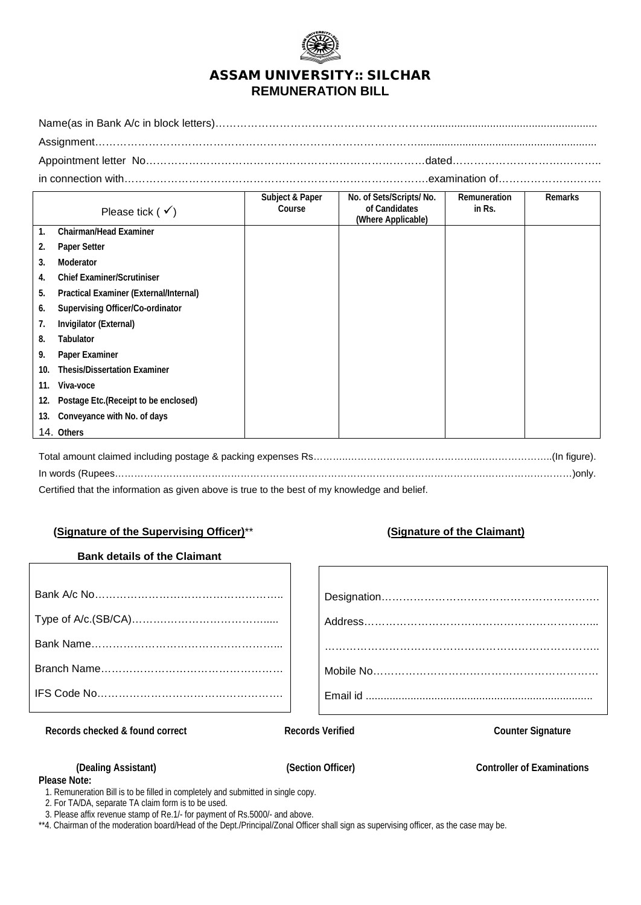# ASSAM UNIVERSITY:: SILCHAR

## REMUNERATION BILL

Name(as in Bank A/c in block letters)………………………………………………………………………………

Assignment………………………………………………………………………………………………………

Appointment letter No………………………………………………………………….dated…………………………………..

in connection with………………………………………………………………………….examination of………………………….

| Please tick ( ✓) | Subject & Paper Course | No. of Sets/Scripts/ No. of Candidates (Where Applicable) | Remuneration in Rs. | Remarks |
|---|---|---|---|---|
| 1. Chairman/Head Examiner | | | | |
| 2. Paper Setter | | | | |
| 3. Moderator | | | | |
| 4. Chief Examiner/Scrutiniser | | | | |
| 5. Practical Examiner (External/Internal) | | | | |
| 6. Supervising Officer/Co-ordinator | | | | |
| 7. Invigilator (External) | | | | |
| 8. Tabulator | | | | |
| 9. Paper Examiner | | | | |
| 10. Thesis/Dissertation Examiner | | | | |
| 11. Viva-voce | | | | |
| 12. Postage Etc.(Receipt to be enclosed) | | | | |
| 13. Conveyance with No. of days | | | | |
| 14. Others | | | | |

Total amount claimed including postage & packing expenses Rs……………………………………………………………….(In figure).

In words (Rupees……………………………………………………………………………………………………………………)only.

Certified that the information as given above is true to the best of my knowledge and belief.

**(Signature of the Supervising Officer)****

**(Signature of the Claimant)**

**Bank details of the Claimant**

Bank A/c No……………………………………………..

Type of A/c.(SB/CA)……………………………….....

Bank Name……………………………………………..

Branch Name……………………………………………

IFS Code No…………………………………………….

Designation……………………………………………………

Address…………………………………………………………..

……………………………………………………………………..

Mobile No………………………………………………………

Email id ...........................................................................

**Records checked & found correct** | **Records Verified** | **Counter Signature**

**(Dealing Assistant)** | **(Section Officer)** | **Controller of Examinations**

**Please Note:**

1. Remuneration Bill is to be filled in completely and submitted in single copy.
2. For TA/DA, separate TA claim form is to be used.
3. Please affix revenue stamp of Re.1/- for payment of Rs.5000/- and above.

**4. Chairman of the moderation board/Head of the Dept./Principal/Zonal Officer shall sign as supervising officer, as the case may be.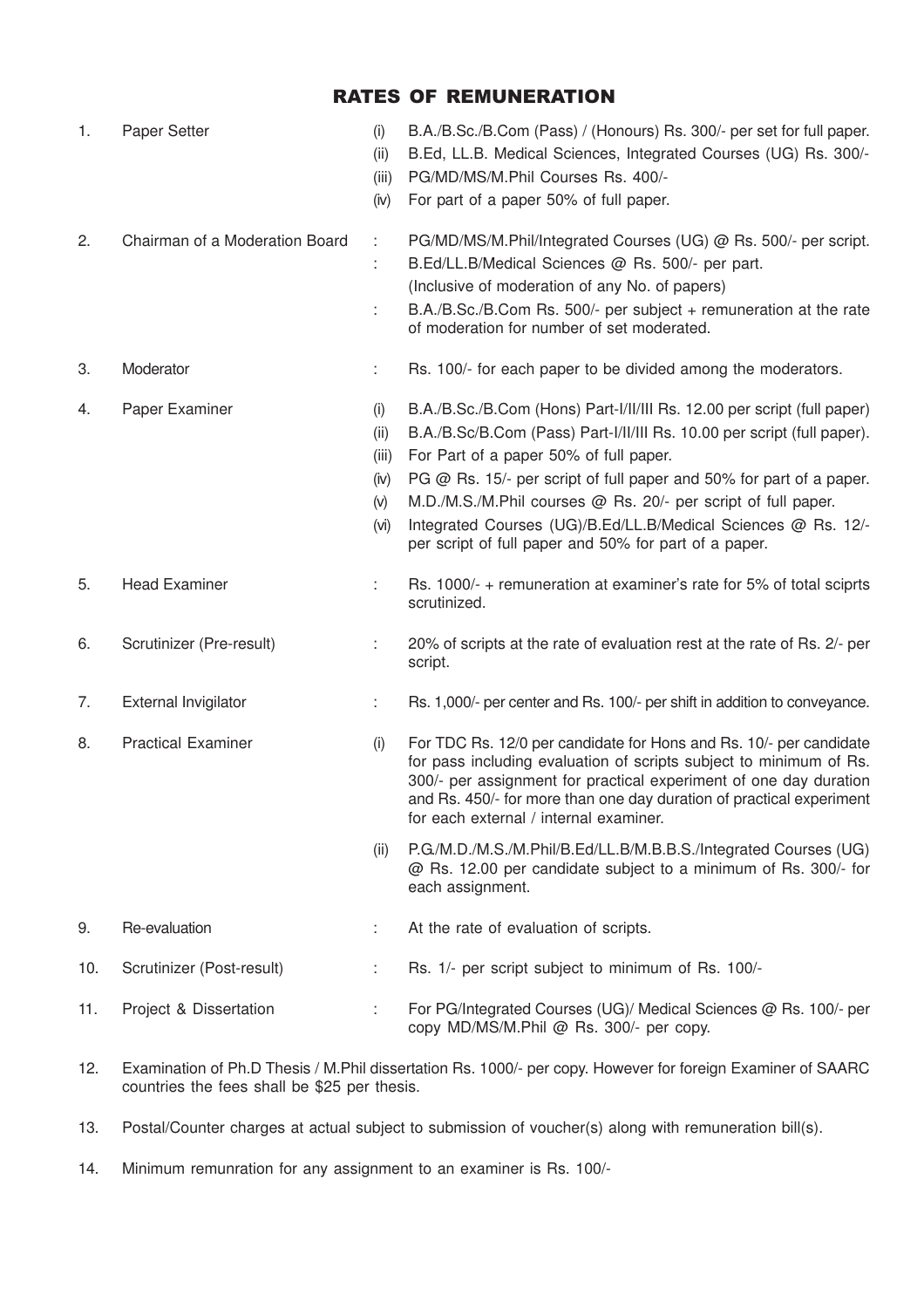# RATES OF REMUNERATION

1. Paper Setter
   - (i) B.A./B.Sc./B.Com (Pass) / (Honours) Rs. 300/- per set for full paper.
   - (ii) B.Ed, LL.B. Medical Sciences, Integrated Courses (UG) Rs. 300/-
   - (iii) PG/MD/MS/M.Phil Courses Rs. 400/-
   - (iv) For part of a paper 50% of full paper.

2. Chairman of a Moderation Board
   - : PG/MD/MS/M.Phil/Integrated Courses (UG) @ Rs. 500/- per script.
   - : B.Ed/LL.B/Medical Sciences @ Rs. 500/- per part. (Inclusive of moderation of any No. of papers)
   - : B.A./B.Sc./B.Com Rs. 500/- per subject + remuneration at the rate of moderation for number of set moderated.

3. Moderator : Rs. 100/- for each paper to be divided among the moderators.

4. Paper Examiner
   - (i) B.A./B.Sc./B.Com (Hons) Part-I/II/III Rs. 12.00 per script (full paper)
   - (ii) B.A./B.Sc/B.Com (Pass) Part-I/II/III Rs. 10.00 per script (full paper).
   - (iii) For Part of a paper 50% of full paper.
   - (iv) PG @ Rs. 15/- per script of full paper and 50% for part of a paper.
   - (v) M.D./M.S./M.Phil courses @ Rs. 20/- per script of full paper.
   - (vi) Integrated Courses (UG)/B.Ed/LL.B/Medical Sciences @ Rs. 12/- per script of full paper and 50% for part of a paper.

5. Head Examiner : Rs. 1000/- + remuneration at examiner's rate for 5% of total sciprts scrutinized.

6. Scrutinizer (Pre-result) : 20% of scripts at the rate of evaluation rest at the rate of Rs. 2/- per script.

7. External Invigilator : Rs. 1,000/- per center and Rs. 100/- per shift in addition to conveyance.

8. Practical Examiner
   - (i) For TDC Rs. 12/0 per candidate for Hons and Rs. 10/- per candidate for pass including evaluation of scripts subject to minimum of Rs. 300/- per assignment for practical experiment of one day duration and Rs. 450/- for more than one day duration of practical experiment for each external / internal examiner.
   - (ii) P.G./M.D./M.S./M.Phil/B.Ed/LL.B/M.B.B.S./Integrated Courses (UG) @ Rs. 12.00 per candidate subject to a minimum of Rs. 300/- for each assignment.

9. Re-evaluation : At the rate of evaluation of scripts.

10. Scrutinizer (Post-result) : Rs. 1/- per script subject to minimum of Rs. 100/-

11. Project & Dissertation : For PG/Integrated Courses (UG)/ Medical Sciences @ Rs. 100/- per copy MD/MS/M.Phil @ Rs. 300/- per copy.

12. Examination of Ph.D Thesis / M.Phil dissertation Rs. 1000/- per copy. However for foreign Examiner of SAARC countries the fees shall be $25 per thesis.

13. Postal/Counter charges at actual subject to submission of voucher(s) along with remuneration bill(s).

14. Minimum remunration for any assignment to an examiner is Rs. 100/-